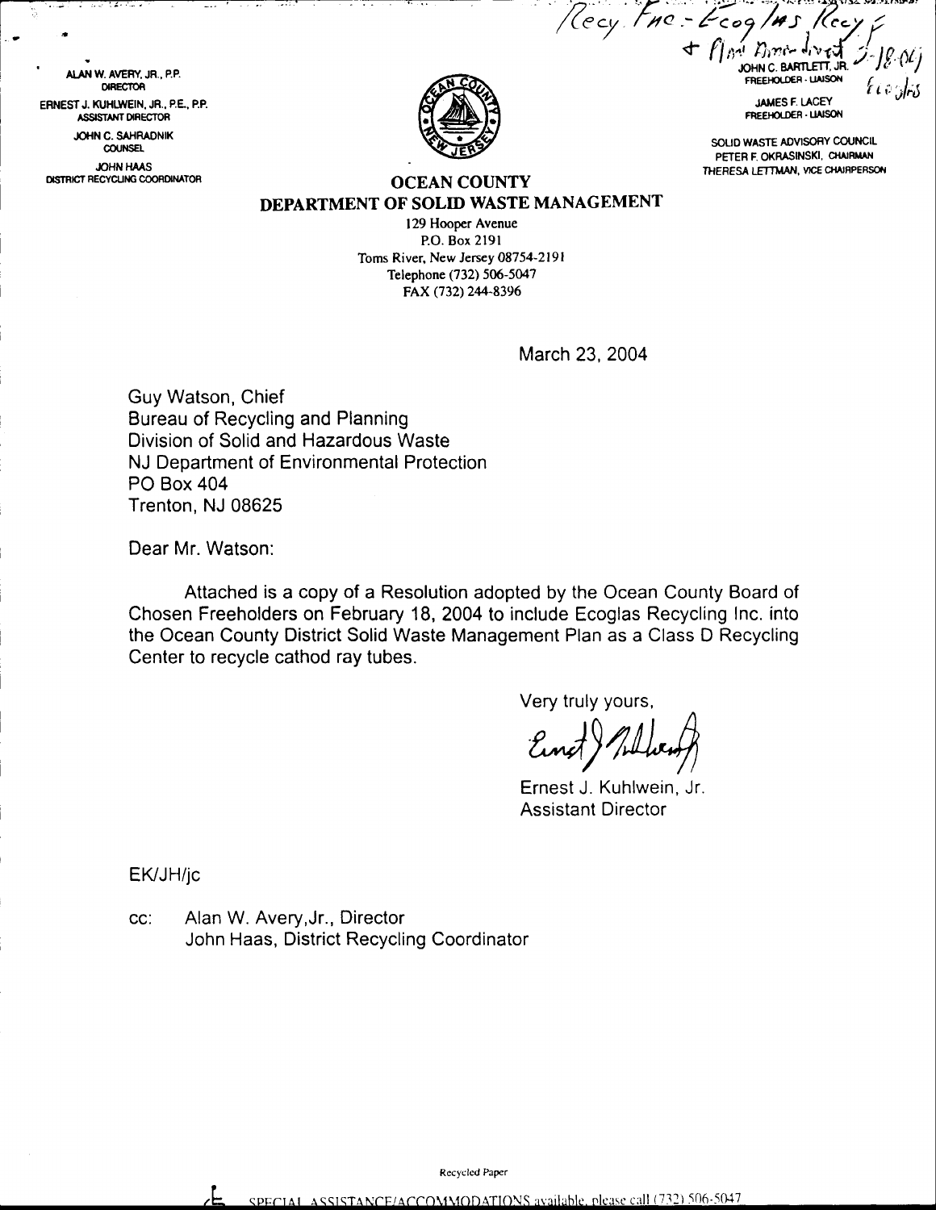Recy. Fac - Ecoglas Recy. + Plan Amendment 3-18-04 Ecoglas

ALAN W. AVERY, JR., P.P.
DIRECTOR

ERNEST J. KUHLWEIN, JR., P.E., P.P.
ASSISTANT DIRECTOR

JOHN C. SAHRADNIK
COUNSEL

JOHN HAAS
DISTRICT RECYCLING COORDINATOR

JOHN C. BARTLETT, JR.
FREEHOLDER - LIAISON

JAMES F. LACEY
FREEHOLDER - LIAISON

SOLID WASTE ADVISORY COUNCIL
PETER F. OKRASINSKI, CHAIRMAN
THERESA LETTMAN, VICE CHAIRPERSON

# OCEAN COUNTY
## DEPARTMENT OF SOLID WASTE MANAGEMENT

129 Hooper Avenue
P.O. Box 2191
Toms River, New Jersey 08754-2191
Telephone (732) 506-5047
FAX (732) 244-8396

March 23, 2004

Guy Watson, Chief
Bureau of Recycling and Planning
Division of Solid and Hazardous Waste
NJ Department of Environmental Protection
PO Box 404
Trenton, NJ 08625

Dear Mr. Watson:

Attached is a copy of a Resolution adopted by the Ocean County Board of Chosen Freeholders on February 18, 2004 to include Ecoglas Recycling Inc. into the Ocean County District Solid Waste Management Plan as a Class D Recycling Center to recycle cathod ray tubes.

Very truly yours,

Ernest J. Kuhlwein

Ernest J. Kuhlwein, Jr.
Assistant Director

EK/JH/jc

cc: Alan W. Avery,Jr., Director
John Haas, District Recycling Coordinator

Recycled Paper

SPECIAL ASSISTANCE/ACCOMMODATIONS available, please call (732) 506-5047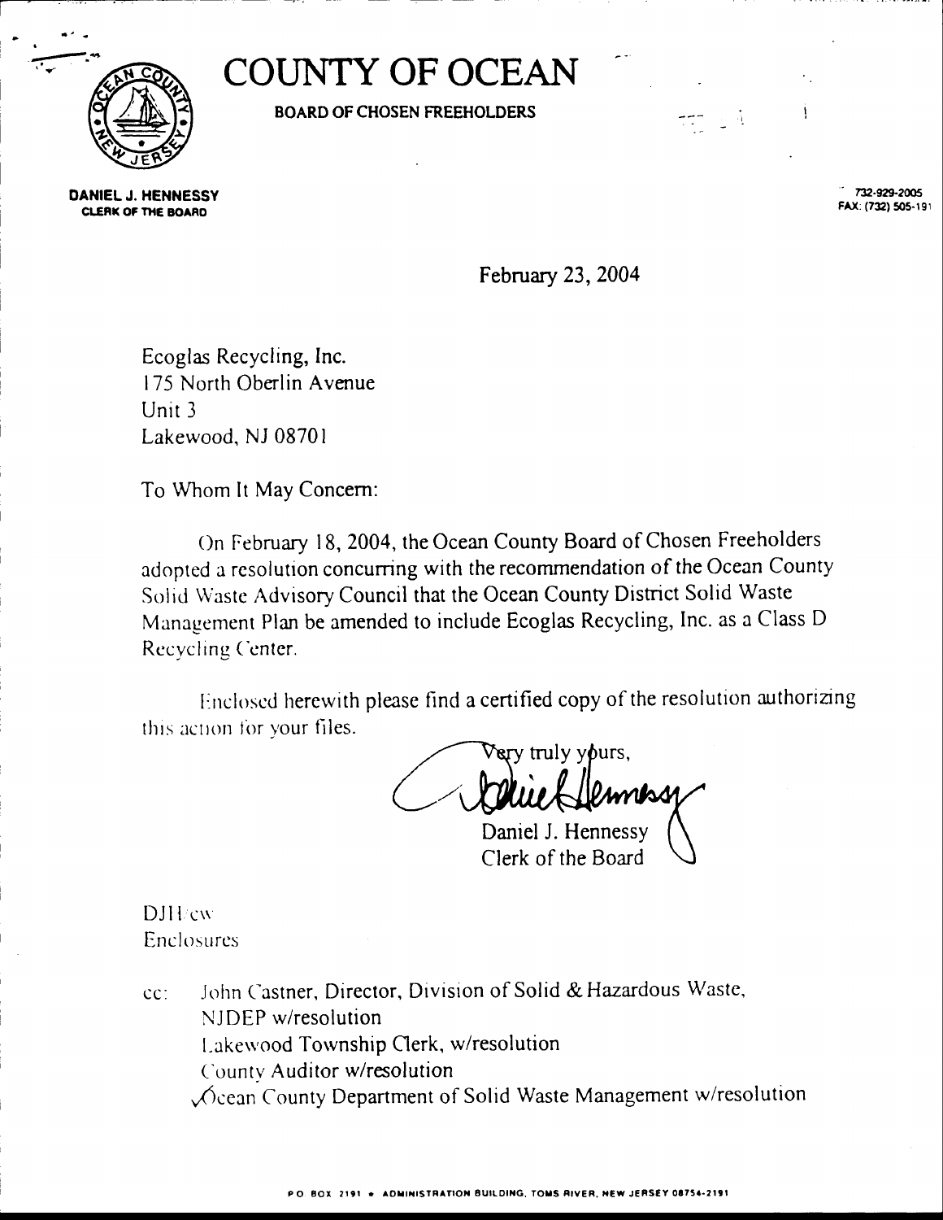# COUNTY OF OCEAN

**BOARD OF CHOSEN FREEHOLDERS**

**DANIEL J. HENNESSY**
**CLERK OF THE BOARD**

732-929-2005
FAX: (732) 505-191

February 23, 2004

Ecoglas Recycling, Inc.
175 North Oberlin Avenue
Unit 3
Lakewood, NJ 08701

To Whom It May Concern:

On February 18, 2004, the Ocean County Board of Chosen Freeholders adopted a resolution concurring with the recommendation of the Ocean County Solid Waste Advisory Council that the Ocean County District Solid Waste Management Plan be amended to include Ecoglas Recycling, Inc. as a Class D Recycling Center.

Enclosed herewith please find a certified copy of the resolution authorizing this action for your files.

Very truly yours,

Daniel J. Hennessy
Clerk of the Board

DJH:cw
Enclosures

cc: John Castner, Director, Division of Solid & Hazardous Waste, NJDEP w/resolution
Lakewood Township Clerk, w/resolution
County Auditor w/resolution
✓Ocean County Department of Solid Waste Management w/resolution

P.O. BOX 2191 • ADMINISTRATION BUILDING, TOMS RIVER, NEW JERSEY 08754-2191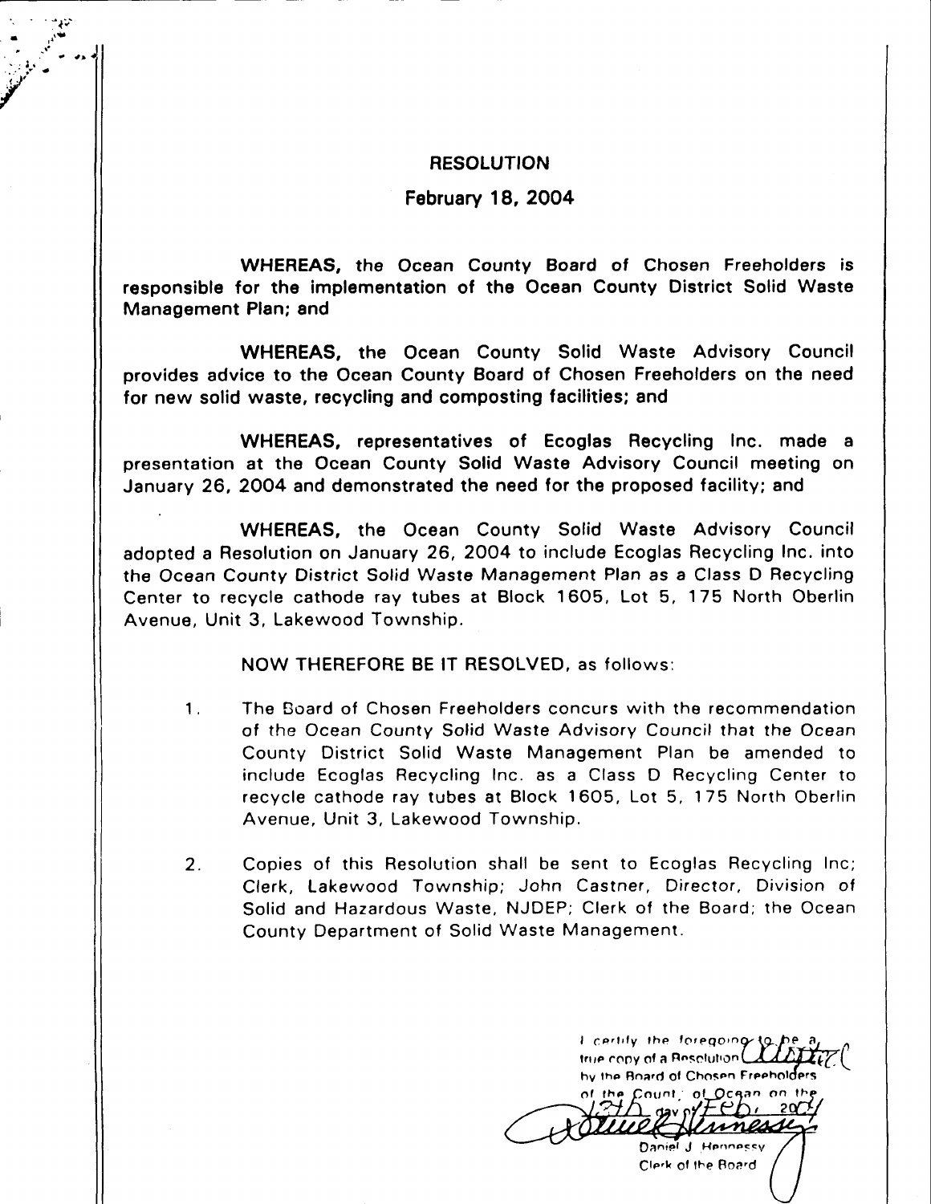# RESOLUTION

## February 18, 2004

**WHEREAS, the Ocean County Board of Chosen Freeholders is responsible for the implementation of the Ocean County District Solid Waste Management Plan; and**

**WHEREAS, the Ocean County Solid Waste Advisory Council provides advice to the Ocean County Board of Chosen Freeholders on the need for new solid waste, recycling and composting facilities; and**

**WHEREAS, representatives of Ecoglas Recycling Inc. made a presentation at the Ocean County Solid Waste Advisory Council meeting on January 26, 2004 and demonstrated the need for the proposed facility; and**

**WHEREAS, the Ocean County Solid Waste Advisory Council adopted a Resolution on January 26, 2004 to include Ecoglas Recycling Inc. into the Ocean County District Solid Waste Management Plan as a Class D Recycling Center to recycle cathode ray tubes at Block 1605, Lot 5, 175 North Oberlin Avenue, Unit 3, Lakewood Township.**

NOW THEREFORE BE IT RESOLVED, as follows:

1. The Board of Chosen Freeholders concurs with the recommendation of the Ocean County Solid Waste Advisory Council that the Ocean County District Solid Waste Management Plan be amended to include Ecoglas Recycling Inc. as a Class D Recycling Center to recycle cathode ray tubes at Block 1605, Lot 5, 175 North Oberlin Avenue, Unit 3, Lakewood Township.

2. Copies of this Resolution shall be sent to Ecoglas Recycling Inc; Clerk, Lakewood Township; John Castner, Director, Division of Solid and Hazardous Waste, NJDEP; Clerk of the Board; the Ocean County Department of Solid Waste Management.

I certify the foregoing to be a true copy of a Resolution adopted by the Board of Chosen Freeholders of the County of Ocean on the 18th day of Feb, 2004

Daniel J. Hennessy
Clerk of the Board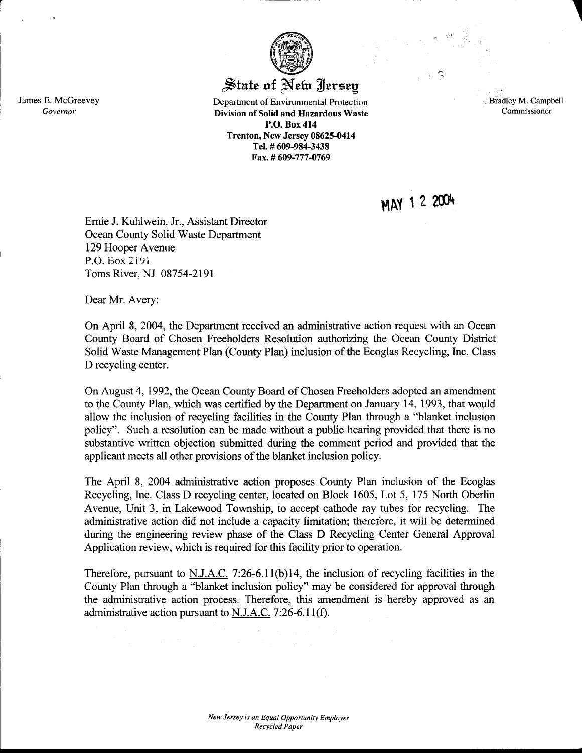# State of New Jersey

James E. McGreevey
*Governor*

Department of Environmental Protection
**Division of Solid and Hazardous Waste**
**P.O. Box 414**
**Trenton, New Jersey 08625-0414**
**Tel. # 609-984-3438**
**Fax. # 609-777-0769**

Bradley M. Campbell
Commissioner

MAY 12 2004

Ernie J. Kuhlwein, Jr., Assistant Director
Ocean County Solid Waste Department
129 Hooper Avenue
P.O. Box 2191
Toms River, NJ 08754-2191

Dear Mr. Avery:

On April 8, 2004, the Department received an administrative action request with an Ocean County Board of Chosen Freeholders Resolution authorizing the Ocean County District Solid Waste Management Plan (County Plan) inclusion of the Ecoglas Recycling, Inc. Class D recycling center.

On August 4, 1992, the Ocean County Board of Chosen Freeholders adopted an amendment to the County Plan, which was certified by the Department on January 14, 1993, that would allow the inclusion of recycling facilities in the County Plan through a "blanket inclusion policy". Such a resolution can be made without a public hearing provided that there is no substantive written objection submitted during the comment period and provided that the applicant meets all other provisions of the blanket inclusion policy.

The April 8, 2004 administrative action proposes County Plan inclusion of the Ecoglas Recycling, Inc. Class D recycling center, located on Block 1605, Lot 5, 175 North Oberlin Avenue, Unit 3, in Lakewood Township, to accept cathode ray tubes for recycling. The administrative action did not include a capacity limitation; therefore, it will be determined during the engineering review phase of the Class D Recycling Center General Approval Application review, which is required for this facility prior to operation.

Therefore, pursuant to N.J.A.C. 7:26-6.11(b)14, the inclusion of recycling facilities in the County Plan through a "blanket inclusion policy" may be considered for approval through the administrative action process. Therefore, this amendment is hereby approved as an administrative action pursuant to N.J.A.C. 7:26-6.11(f).

*New Jersey is an Equal Opportunity Employer*
*Recycled Paper*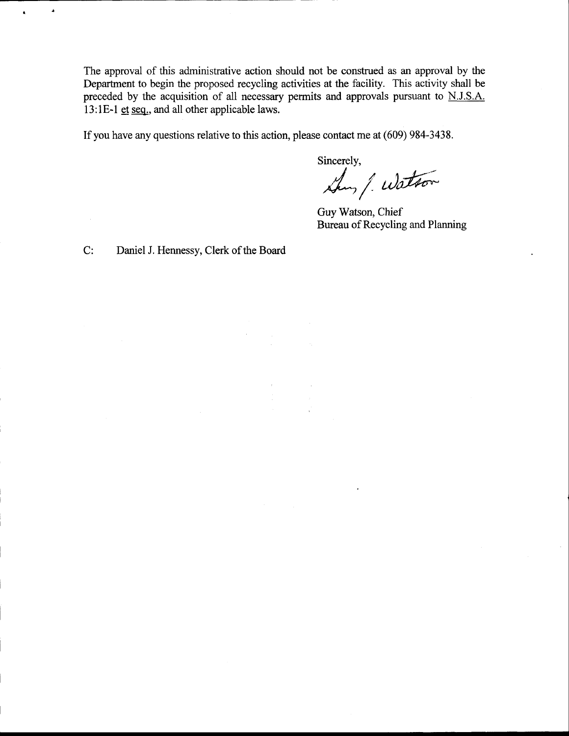The approval of this administrative action should not be construed as an approval by the Department to begin the proposed recycling activities at the facility. This activity shall be preceded by the acquisition of all necessary permits and approvals pursuant to N.J.S.A. 13:1E-1 et seq., and all other applicable laws.

If you have any questions relative to this action, please contact me at (609) 984-3438.

Sincerely,

Guy Watson, Chief
Bureau of Recycling and Planning

C: Daniel J. Hennessy, Clerk of the Board